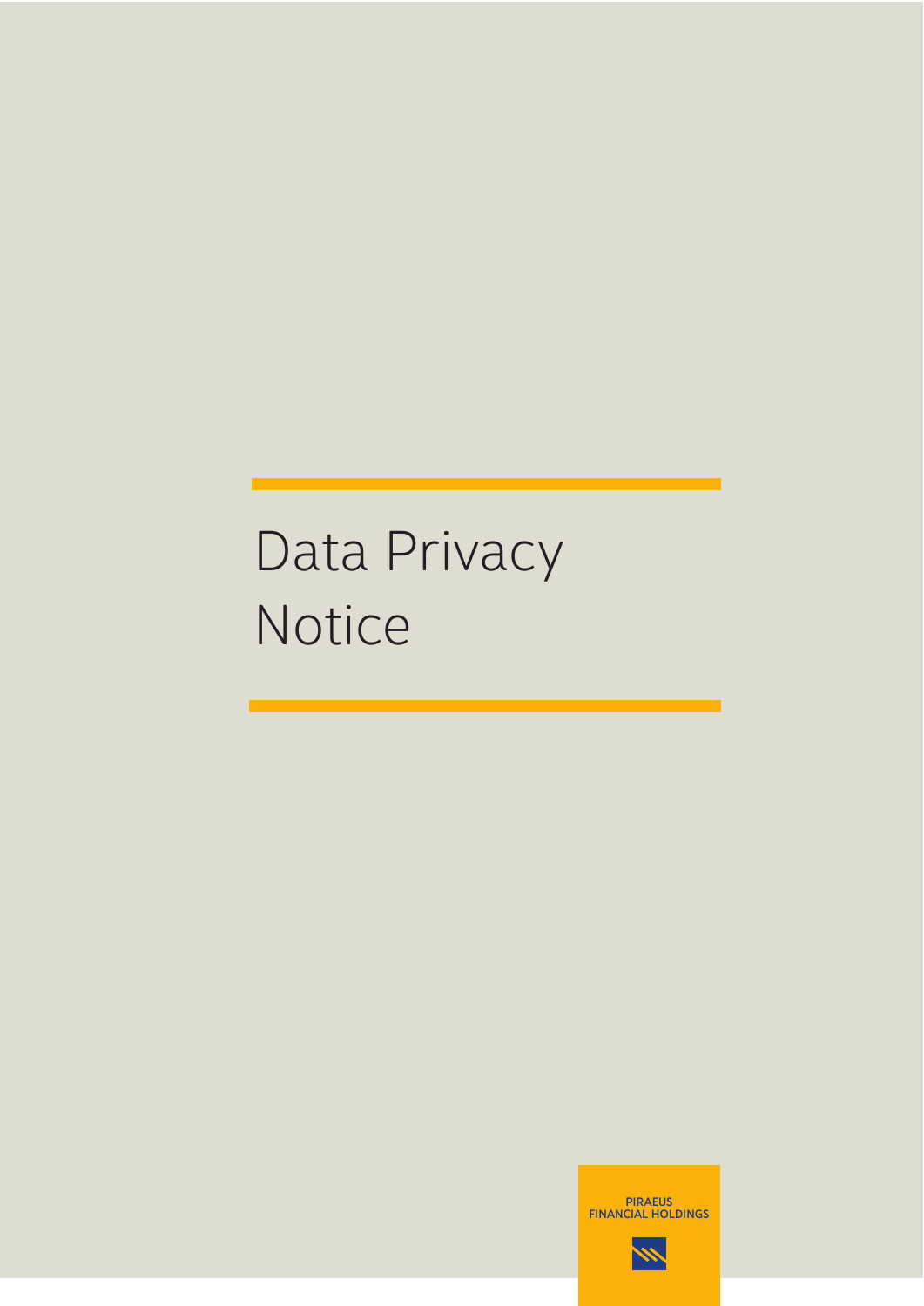# Data Privacy Notice

PIRAEUS
FINANCIAL HOLDINGS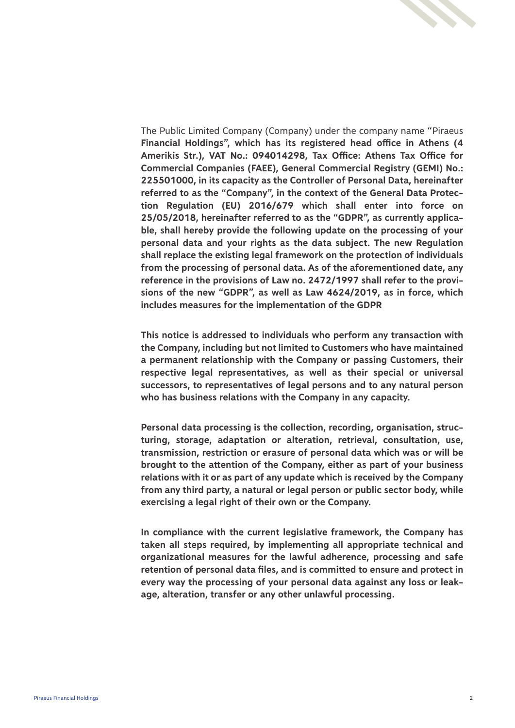The Public Limited Company (Company) under the company name "Piraeus **Financial Holdings", which has its registered head office in Athens (4 Amerikis Str.), VAT No.: 094014298, Tax Office: Athens Tax Office for Commercial Companies (FAEE), General Commercial Registry (GEMI) No.: 225501000, in its capacity as the Controller of Personal Data, hereinafter referred to as the "Company", in the context of the General Data Protection Regulation (EU) 2016/679 which shall enter into force on 25/05/2018, hereinafter referred to as the "GDPR", as currently applicable, shall hereby provide the following update on the processing of your personal data and your rights as the data subject. The new Regulation shall replace the existing legal framework on the protection of individuals from the processing of personal data. As of the aforementioned date, any reference in the provisions of Law no. 2472/1997 shall refer to the provisions of the new "GDPR", as well as Law 4624/2019, as in force, which includes measures for the implementation of the GDPR**

**This notice is addressed to individuals who perform any transaction with the Company, including but not limited to Customers who have maintained a permanent relationship with the Company or passing Customers, their respective legal representatives, as well as their special or universal successors, to representatives of legal persons and to any natural person who has business relations with the Company in any capacity.**

**Personal data processing is the collection, recording, organisation, structuring, storage, adaptation or alteration, retrieval, consultation, use, transmission, restriction or erasure of personal data which was or will be brought to the attention of the Company, either as part of your business relations with it or as part of any update which is received by the Company from any third party, a natural or legal person or public sector body, while exercising a legal right of their own or the Company.**

**In compliance with the current legislative framework, the Company has taken all steps required, by implementing all appropriate technical and organizational measures for the lawful adherence, processing and safe retention of personal data files, and is committed to ensure and protect in every way the processing of your personal data against any loss or leakage, alteration, transfer or any other unlawful processing.**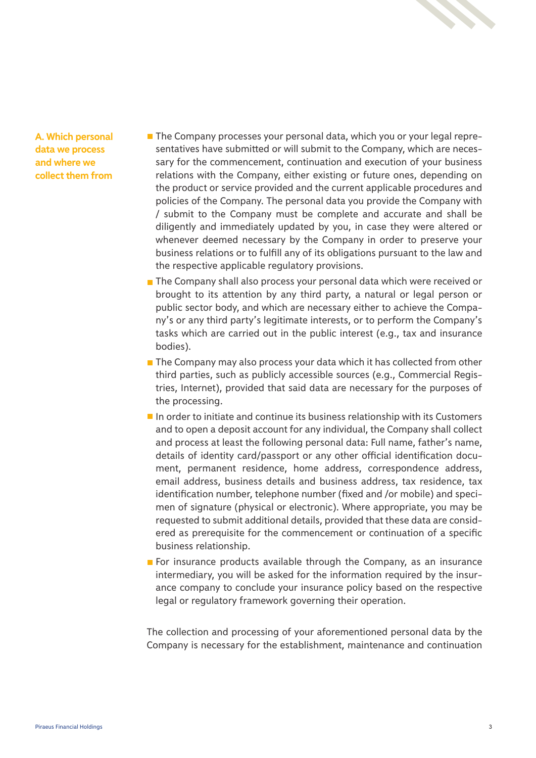## A. Which personal data we process and where we collect them from

- The Company processes your personal data, which you or your legal representatives have submitted or will submit to the Company, which are necessary for the commencement, continuation and execution of your business relations with the Company, either existing or future ones, depending on the product or service provided and the current applicable procedures and policies of the Company. The personal data you provide the Company with / submit to the Company must be complete and accurate and shall be diligently and immediately updated by you, in case they were altered or whenever deemed necessary by the Company in order to preserve your business relations or to fulfill any of its obligations pursuant to the law and the respective applicable regulatory provisions.
- The Company shall also process your personal data which were received or brought to its attention by any third party, a natural or legal person or public sector body, and which are necessary either to achieve the Company's or any third party's legitimate interests, or to perform the Company's tasks which are carried out in the public interest (e.g., tax and insurance bodies).
- The Company may also process your data which it has collected from other third parties, such as publicly accessible sources (e.g., Commercial Registries, Internet), provided that said data are necessary for the purposes of the processing.
- In order to initiate and continue its business relationship with its Customers and to open a deposit account for any individual, the Company shall collect and process at least the following personal data: Full name, father's name, details of identity card/passport or any other official identification document, permanent residence, home address, correspondence address, email address, business details and business address, tax residence, tax identification number, telephone number (fixed and /or mobile) and specimen of signature (physical or electronic). Where appropriate, you may be requested to submit additional details, provided that these data are considered as prerequisite for the commencement or continuation of a specific business relationship.
- For insurance products available through the Company, as an insurance intermediary, you will be asked for the information required by the insurance company to conclude your insurance policy based on the respective legal or regulatory framework governing their operation.

The collection and processing of your aforementioned personal data by the Company is necessary for the establishment, maintenance and continuation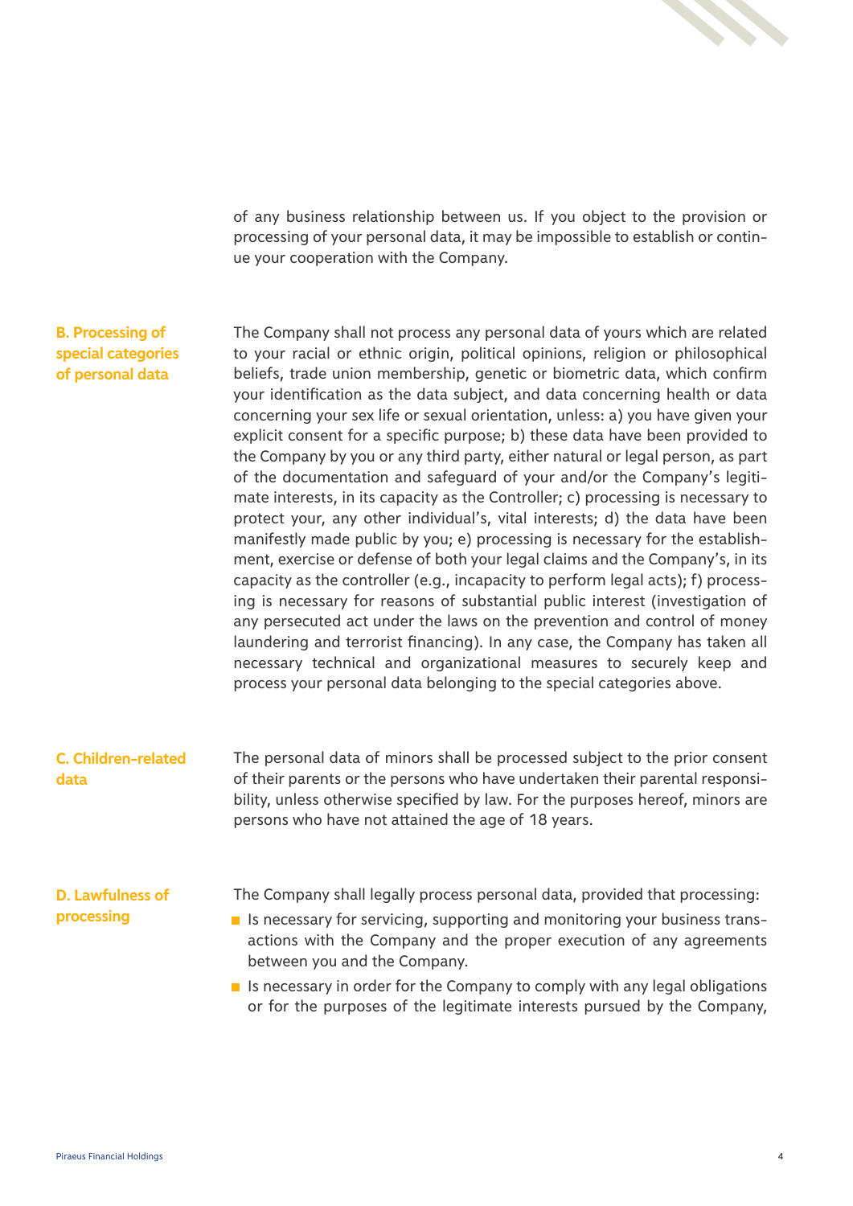of any business relationship between us. If you object to the provision or processing of your personal data, it may be impossible to establish or continue your cooperation with the Company.

### B. Processing of special categories of personal data

The Company shall not process any personal data of yours which are related to your racial or ethnic origin, political opinions, religion or philosophical beliefs, trade union membership, genetic or biometric data, which confirm your identification as the data subject, and data concerning health or data concerning your sex life or sexual orientation, unless: a) you have given your explicit consent for a specific purpose; b) these data have been provided to the Company by you or any third party, either natural or legal person, as part of the documentation and safeguard of your and/or the Company's legitimate interests, in its capacity as the Controller; c) processing is necessary to protect your, any other individual's, vital interests; d) the data have been manifestly made public by you; e) processing is necessary for the establishment, exercise or defense of both your legal claims and the Company's, in its capacity as the controller (e.g., incapacity to perform legal acts); f) processing is necessary for reasons of substantial public interest (investigation of any persecuted act under the laws on the prevention and control of money laundering and terrorist financing). In any case, the Company has taken all necessary technical and organizational measures to securely keep and process your personal data belonging to the special categories above.

### C. Children-related data

The personal data of minors shall be processed subject to the prior consent of their parents or the persons who have undertaken their parental responsibility, unless otherwise specified by law. For the purposes hereof, minors are persons who have not attained the age of 18 years.

### D. Lawfulness of processing

The Company shall legally process personal data, provided that processing:

- Is necessary for servicing, supporting and monitoring your business transactions with the Company and the proper execution of any agreements between you and the Company.
- Is necessary in order for the Company to comply with any legal obligations or for the purposes of the legitimate interests pursued by the Company,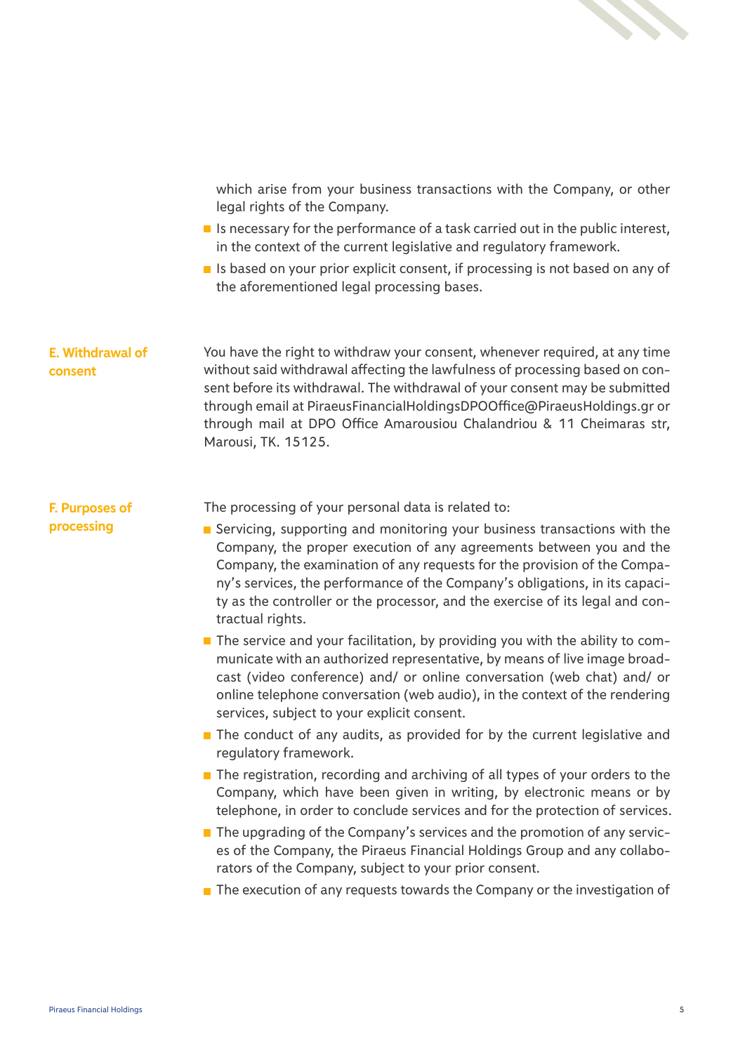which arise from your business transactions with the Company, or other legal rights of the Company.

- Is necessary for the performance of a task carried out in the public interest, in the context of the current legislative and regulatory framework.
- Is based on your prior explicit consent, if processing is not based on any of the aforementioned legal processing bases.

## E. Withdrawal of consent

You have the right to withdraw your consent, whenever required, at any time without said withdrawal affecting the lawfulness of processing based on consent before its withdrawal. The withdrawal of your consent may be submitted through email at PiraeusFinancialHoldingsDPOOffice@PiraeusHoldings.gr or through mail at DPO Office Amarousiou Chalandriou & 11 Cheimaras str, Marousi, TK. 15125.

## F. Purposes of processing

The processing of your personal data is related to:

- Servicing, supporting and monitoring your business transactions with the Company, the proper execution of any agreements between you and the Company, the examination of any requests for the provision of the Company's services, the performance of the Company's obligations, in its capacity as the controller or the processor, and the exercise of its legal and contractual rights.
- The service and your facilitation, by providing you with the ability to communicate with an authorized representative, by means of live image broadcast (video conference) and/ or online conversation (web chat) and/ or online telephone conversation (web audio), in the context of the rendering services, subject to your explicit consent.
- The conduct of any audits, as provided for by the current legislative and regulatory framework.
- The registration, recording and archiving of all types of your orders to the Company, which have been given in writing, by electronic means or by telephone, in order to conclude services and for the protection of services.
- The upgrading of the Company's services and the promotion of any services of the Company, the Piraeus Financial Holdings Group and any collaborators of the Company, subject to your prior consent.
- The execution of any requests towards the Company or the investigation of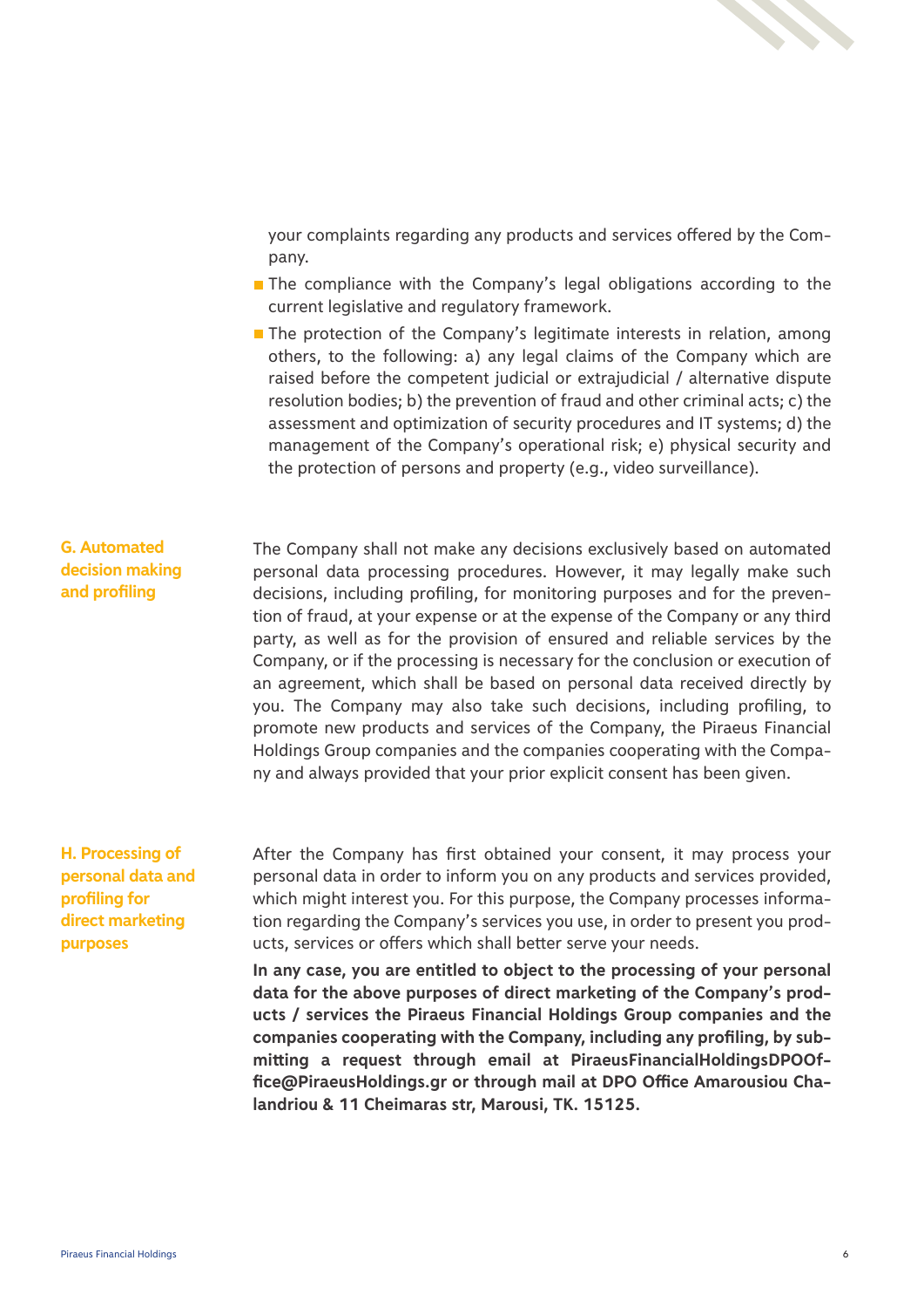your complaints regarding any products and services offered by the Company.

- The compliance with the Company's legal obligations according to the current legislative and regulatory framework.
- The protection of the Company's legitimate interests in relation, among others, to the following: a) any legal claims of the Company which are raised before the competent judicial or extrajudicial / alternative dispute resolution bodies; b) the prevention of fraud and other criminal acts; c) the assessment and optimization of security procedures and IT systems; d) the management of the Company's operational risk; e) physical security and the protection of persons and property (e.g., video surveillance).

## G. Automated decision making and profiling

The Company shall not make any decisions exclusively based on automated personal data processing procedures. However, it may legally make such decisions, including profiling, for monitoring purposes and for the prevention of fraud, at your expense or at the expense of the Company or any third party, as well as for the provision of ensured and reliable services by the Company, or if the processing is necessary for the conclusion or execution of an agreement, which shall be based on personal data received directly by you. The Company may also take such decisions, including profiling, to promote new products and services of the Company, the Piraeus Financial Holdings Group companies and the companies cooperating with the Company and always provided that your prior explicit consent has been given.

## H. Processing of personal data and profiling for direct marketing purposes

After the Company has first obtained your consent, it may process your personal data in order to inform you on any products and services provided, which might interest you. For this purpose, the Company processes information regarding the Company's services you use, in order to present you products, services or offers which shall better serve your needs.

**In any case, you are entitled to object to the processing of your personal data for the above purposes of direct marketing of the Company's products / services the Piraeus Financial Holdings Group companies and the companies cooperating with the Company, including any profiling, by submitting a request through email at PiraeusFinancialHoldingsDPOOffice@PiraeusHoldings.gr or through mail at DPO Office Amarousiou Chalandriou & 11 Cheimaras str, Marousi, TK. 15125.**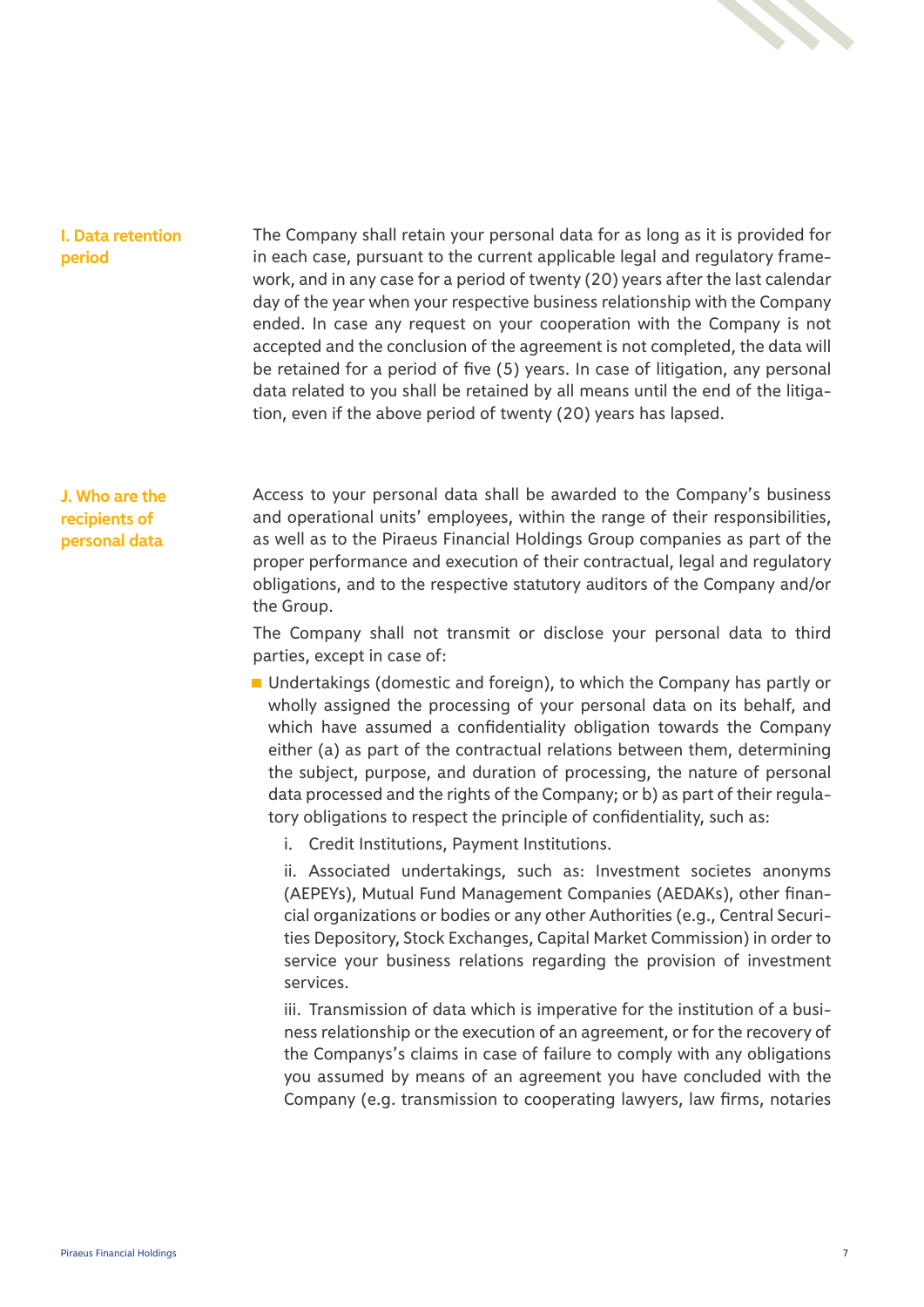## I. Data retention period

The Company shall retain your personal data for as long as it is provided for in each case, pursuant to the current applicable legal and regulatory framework, and in any case for a period of twenty (20) years after the last calendar day of the year when your respective business relationship with the Company ended. In case any request on your cooperation with the Company is not accepted and the conclusion of the agreement is not completed, the data will be retained for a period of five (5) years. In case of litigation, any personal data related to you shall be retained by all means until the end of the litigation, even if the above period of twenty (20) years has lapsed.

## J. Who are the recipients of personal data

Access to your personal data shall be awarded to the Company's business and operational units' employees, within the range of their responsibilities, as well as to the Piraeus Financial Holdings Group companies as part of the proper performance and execution of their contractual, legal and regulatory obligations, and to the respective statutory auditors of the Company and/or the Group.

The Company shall not transmit or disclose your personal data to third parties, except in case of:

- Undertakings (domestic and foreign), to which the Company has partly or wholly assigned the processing of your personal data on its behalf, and which have assumed a confidentiality obligation towards the Company either (a) as part of the contractual relations between them, determining the subject, purpose, and duration of processing, the nature of personal data processed and the rights of the Company; or b) as part of their regulatory obligations to respect the principle of confidentiality, such as:

  i. Credit Institutions, Payment Institutions.

  ii. Associated undertakings, such as: Investment societes anonyms (AEPEYs), Mutual Fund Management Companies (AEDAKs), other financial organizations or bodies or any other Authorities (e.g., Central Securities Depository, Stock Exchanges, Capital Market Commission) in order to service your business relations regarding the provision of investment services.

  iii. Transmission of data which is imperative for the institution of a business relationship or the execution of an agreement, or for the recovery of the Companys's claims in case of failure to comply with any obligations you assumed by means of an agreement you have concluded with the Company (e.g. transmission to cooperating lawyers, law firms, notaries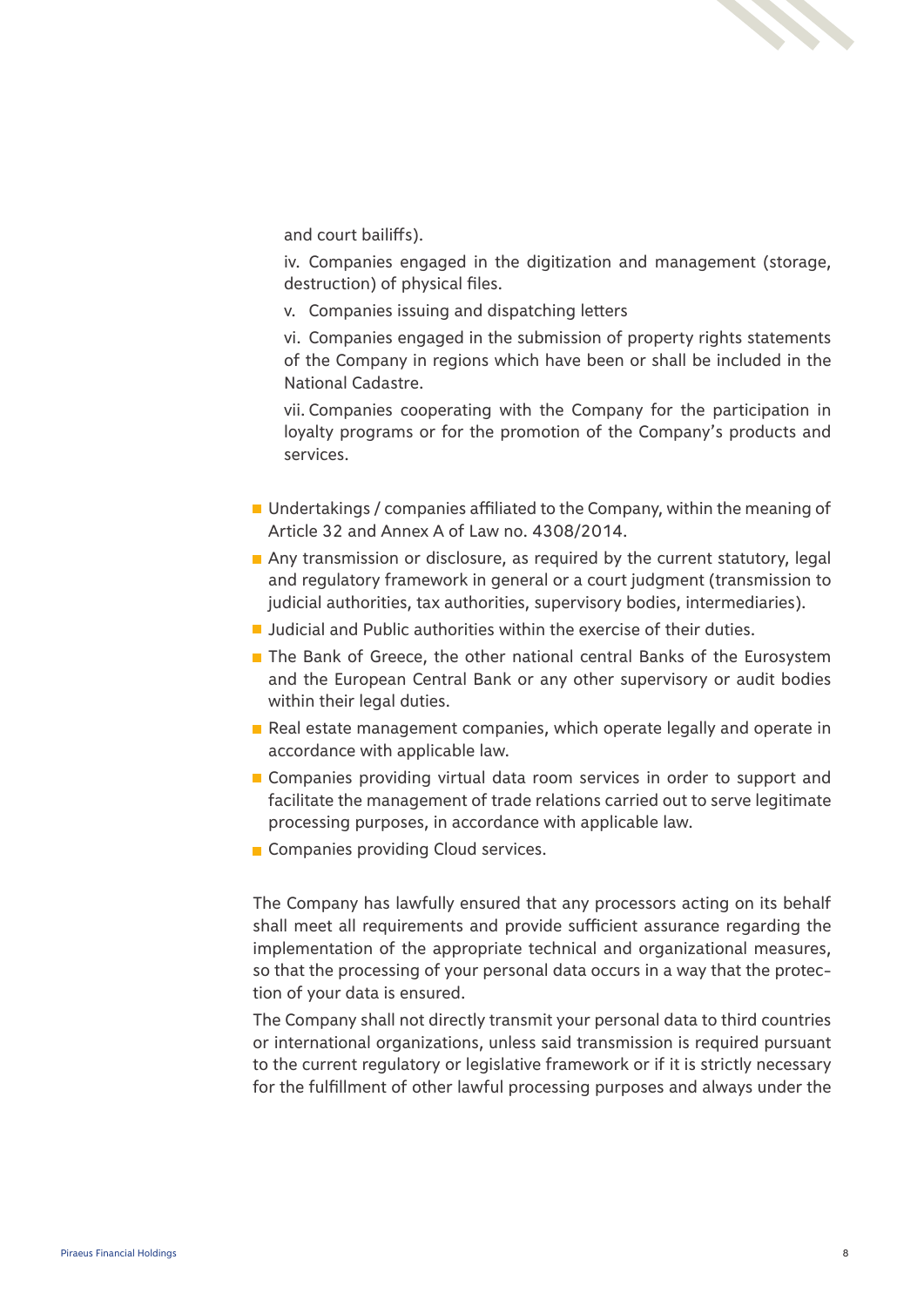and court bailiffs).

iv. Companies engaged in the digitization and management (storage, destruction) of physical files.

v. Companies issuing and dispatching letters

vi. Companies engaged in the submission of property rights statements of the Company in regions which have been or shall be included in the National Cadastre.

vii. Companies cooperating with the Company for the participation in loyalty programs or for the promotion of the Company's products and services.

- Undertakings / companies affiliated to the Company, within the meaning of Article 32 and Annex A of Law no. 4308/2014.
- Any transmission or disclosure, as required by the current statutory, legal and regulatory framework in general or a court judgment (transmission to judicial authorities, tax authorities, supervisory bodies, intermediaries).
- Judicial and Public authorities within the exercise of their duties.
- The Bank of Greece, the other national central Banks of the Eurosystem and the European Central Bank or any other supervisory or audit bodies within their legal duties.
- Real estate management companies, which operate legally and operate in accordance with applicable law.
- Companies providing virtual data room services in order to support and facilitate the management of trade relations carried out to serve legitimate processing purposes, in accordance with applicable law.
- Companies providing Cloud services.

The Company has lawfully ensured that any processors acting on its behalf shall meet all requirements and provide sufficient assurance regarding the implementation of the appropriate technical and organizational measures, so that the processing of your personal data occurs in a way that the protection of your data is ensured.

The Company shall not directly transmit your personal data to third countries or international organizations, unless said transmission is required pursuant to the current regulatory or legislative framework or if it is strictly necessary for the fulfillment of other lawful processing purposes and always under the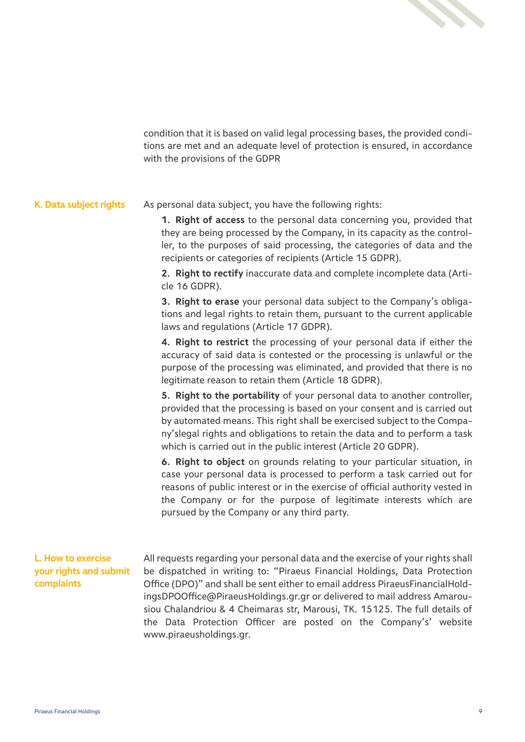condition that it is based on valid legal processing bases, the provided conditions are met and an adequate level of protection is ensured, in accordance with the provisions of the GDPR

## K. Data subject rights

As personal data subject, you have the following rights:

1. **Right of access** to the personal data concerning you, provided that they are being processed by the Company, in its capacity as the controller, to the purposes of said processing, the categories of data and the recipients or categories of recipients (Article 15 GDPR).
2. **Right to rectify** inaccurate data and complete incomplete data (Article 16 GDPR).
3. **Right to erase** your personal data subject to the Company's obligations and legal rights to retain them, pursuant to the current applicable laws and regulations (Article 17 GDPR).
4. **Right to restrict** the processing of your personal data if either the accuracy of said data is contested or the processing is unlawful or the purpose of the processing was eliminated, and provided that there is no legitimate reason to retain them (Article 18 GDPR).
5. **Right to the portability** of your personal data to another controller, provided that the processing is based on your consent and is carried out by automated means. This right shall be exercised subject to the Company'slegal rights and obligations to retain the data and to perform a task which is carried out in the public interest (Article 20 GDPR).
6. **Right to object** on grounds relating to your particular situation, in case your personal data is processed to perform a task carried out for reasons of public interest or in the exercise of official authority vested in the Company or for the purpose of legitimate interests which are pursued by the Company or any third party.

## L. How to exercise your rights and submit complaints

All requests regarding your personal data and the exercise of your rights shall be dispatched in writing to: "Piraeus Financial Holdings, Data Protection Office (DPO)" and shall be sent either to email address PiraeusFinancialHoldingsDPOOffice@PiraeusHoldings.gr.gr or delivered to mail address Amarousiou Chalandriou & 4 Cheimaras str, Marousi, TK. 15125. The full details of the Data Protection Officer are posted on the Company's' website www.piraeusholdings.gr.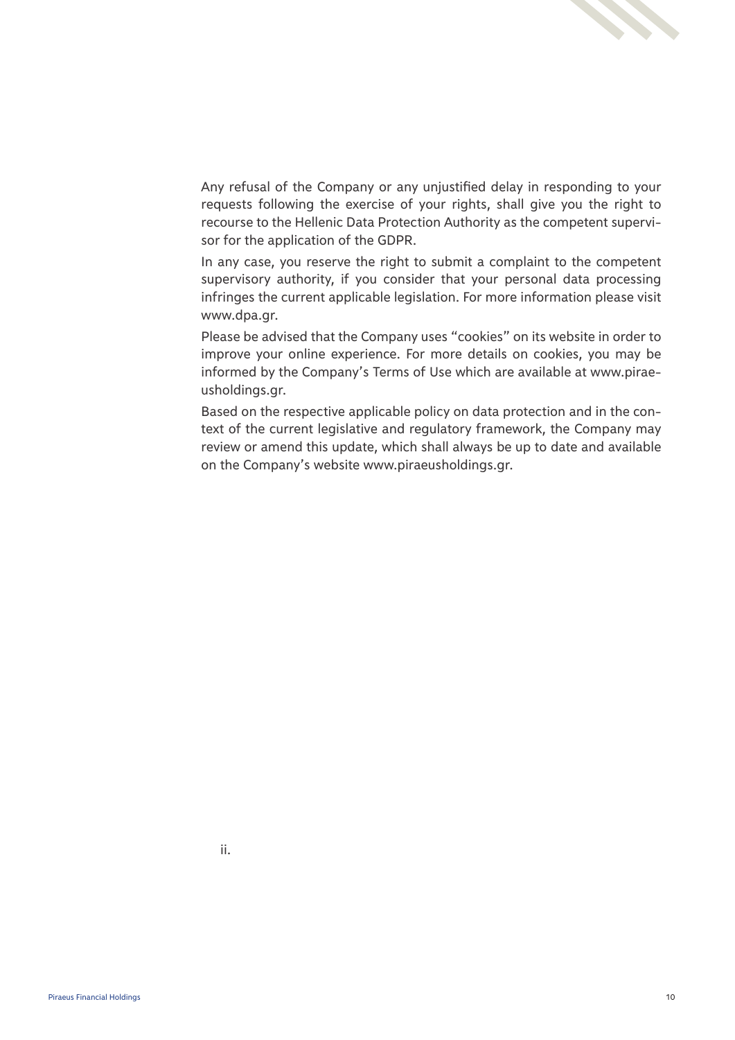Any refusal of the Company or any unjustified delay in responding to your requests following the exercise of your rights, shall give you the right to recourse to the Hellenic Data Protection Authority as the competent supervisor for the application of the GDPR.

In any case, you reserve the right to submit a complaint to the competent supervisory authority, if you consider that your personal data processing infringes the current applicable legislation. For more information please visit www.dpa.gr.

Please be advised that the Company uses "cookies" on its website in order to improve your online experience. For more details on cookies, you may be informed by the Company's Terms of Use which are available at www.piraeusholdings.gr.

Based on the respective applicable policy on data protection and in the context of the current legislative and regulatory framework, the Company may review or amend this update, which shall always be up to date and available on the Company's website www.piraeusholdings.gr.

ii.